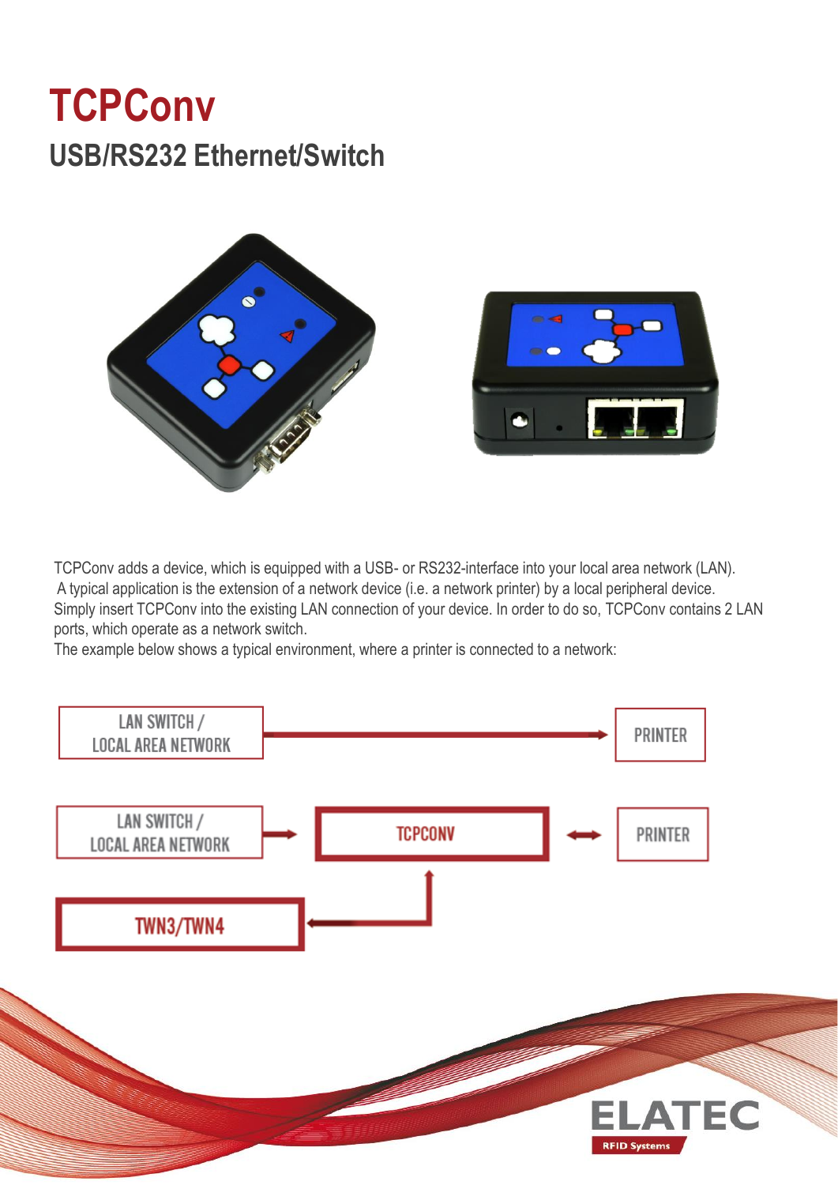# TCPConv

## USB/RS232 Ethernet/Switch

TCPConv adds a device, which is equipped with a USB- or RS232-interface into your local area network (LAN). A typical application is the extension of a network device (i.e. a network printer) by a local peripheral device. Simply insert TCPConv into the existing LAN connection of your device. In order to do so, TCPConv contains 2 LAN ports, which operate as a network switch.
The example below shows a typical environment, where a printer is connected to a network:

LAN SWITCH / LOCAL AREA NETWORK → PRINTER

LAN SWITCH / LOCAL AREA NETWORK → TCPCONV ↔ PRINTER

TCPCONV → TWN3/TWN4

ELATEC RFID Systems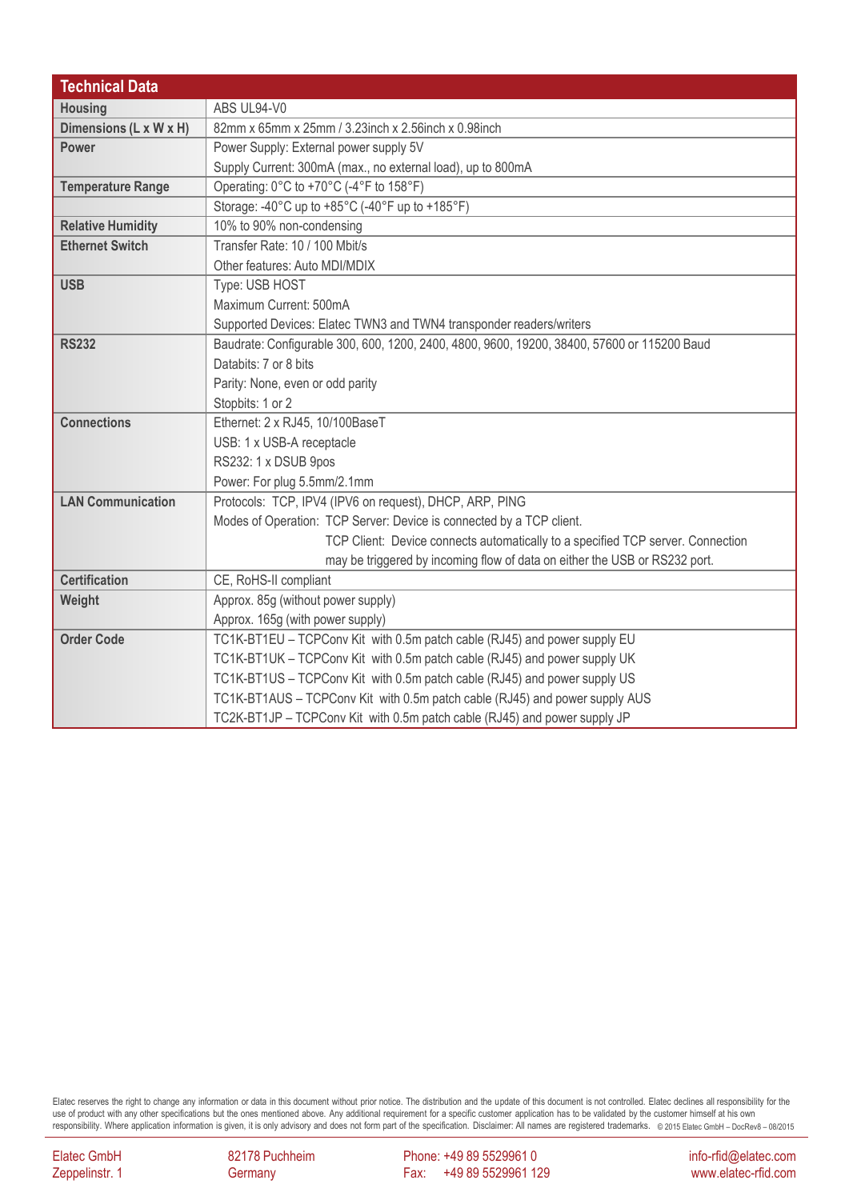## Technical Data

| | |
|---|---|
| **Housing** | ABS UL94-V0 |
| **Dimensions (L x W x H)** | 82mm x 65mm x 25mm / 3.23inch x 2.56inch x 0.98inch |
| **Power** | Power Supply: External power supply 5V |
| | Supply Current: 300mA (max., no external load), up to 800mA |
| **Temperature Range** | Operating: 0°C to +70°C (-4°F to 158°F) |
| | Storage: -40°C up to +85°C (-40°F up to +185°F) |
| **Relative Humidity** | 10% to 90% non-condensing |
| **Ethernet Switch** | Transfer Rate: 10 / 100 Mbit/s |
| | Other features: Auto MDI/MDIX |
| **USB** | Type: USB HOST |
| | Maximum Current: 500mA |
| | Supported Devices: Elatec TWN3 and TWN4 transponder readers/writers |
| **RS232** | Baudrate: Configurable 300, 600, 1200, 2400, 4800, 9600, 19200, 38400, 57600 or 115200 Baud |
| | Databits: 7 or 8 bits |
| | Parity: None, even or odd parity |
| | Stopbits: 1 or 2 |
| **Connections** | Ethernet: 2 x RJ45, 10/100BaseT |
| | USB: 1 x USB-A receptacle |
| | RS232: 1 x DSUB 9pos |
| | Power: For plug 5.5mm/2.1mm |
| **LAN Communication** | Protocols: TCP, IPV4 (IPV6 on request), DHCP, ARP, PING |
| | Modes of Operation: TCP Server: Device is connected by a TCP client. |
| | TCP Client: Device connects automatically to a specified TCP server. Connection may be triggered by incoming flow of data on either the USB or RS232 port. |
| **Certification** | CE, RoHS-II compliant |
| **Weight** | Approx. 85g (without power supply) |
| | Approx. 165g (with power supply) |
| **Order Code** | TC1K-BT1EU – TCPConv Kit with 0.5m patch cable (RJ45) and power supply EU |
| | TC1K-BT1UK – TCPConv Kit with 0.5m patch cable (RJ45) and power supply UK |
| | TC1K-BT1US – TCPConv Kit with 0.5m patch cable (RJ45) and power supply US |
| | TC1K-BT1AUS – TCPConv Kit with 0.5m patch cable (RJ45) and power supply AUS |
| | TC2K-BT1JP – TCPConv Kit with 0.5m patch cable (RJ45) and power supply JP |

Elatec reserves the right to change any information or data in this document without prior notice. The distribution and the update of this document is not controlled. Elatec declines all responsibility for the use of product with any other specifications but the ones mentioned above. Any additional requirement for a specific customer application has to be validated by the customer himself at his own responsibility. Where application information is given, it is only advisory and does not form part of the specification. Disclaimer: All names are registered trademarks. © 2015 Elatec GmbH – DocRev8 – 08/2015

Elatec GmbH
Zeppelinstr. 1

82178 Puchheim
Germany

Phone: +49 89 5529961 0
Fax: +49 89 5529961 129

info-rfid@elatec.com
www.elatec-rfid.com